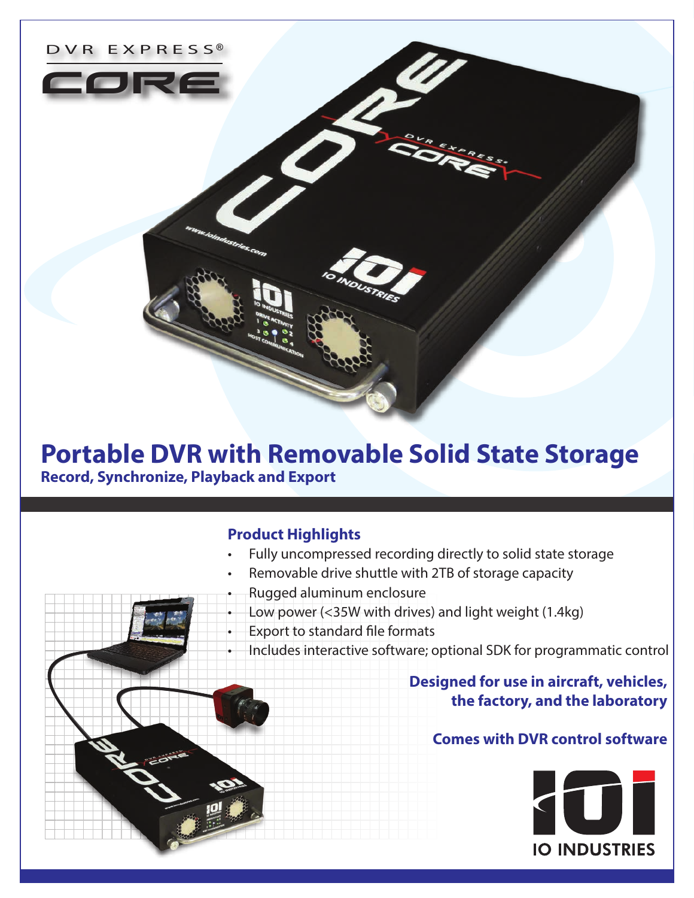DVR EXPRESS®

# CORE

# Portable DVR with Removable Solid State Storage

**Record, Synchronize, Playback and Export**

## Product Highlights

- Fully uncompressed recording directly to solid state storage
- Removable drive shuttle with 2TB of storage capacity
- Rugged aluminum enclosure
- Low power (<35W with drives) and light weight (1.4kg)
- Export to standard file formats
- Includes interactive software; optional SDK for programmatic control

**Designed for use in aircraft, vehicles, the factory, and the laboratory**

**Comes with DVR control software**

IO INDUSTRIES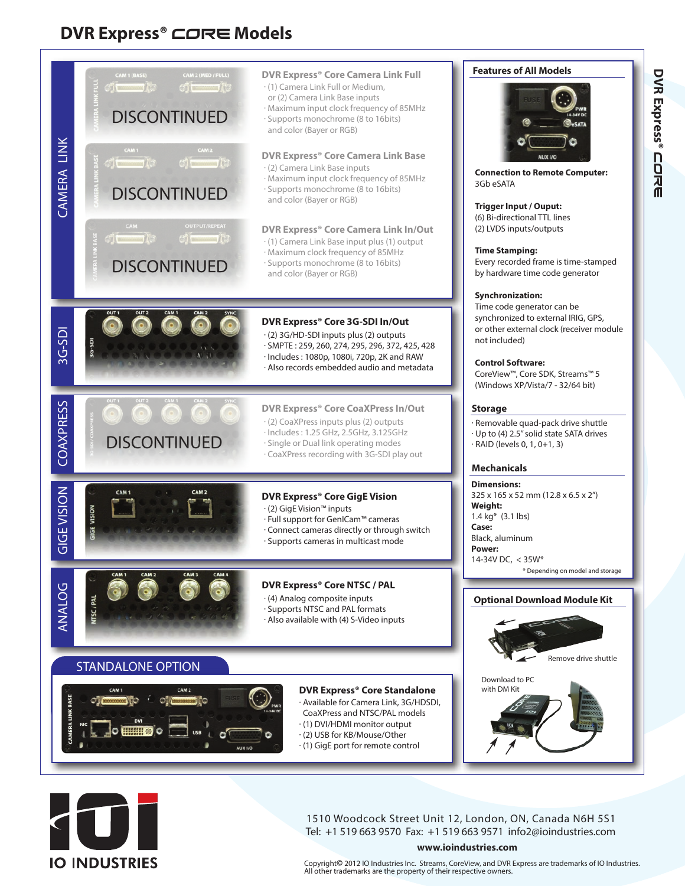# DVR Express® CORE Models

## CAMERA LINK

DISCONTINUED

### DVR Express® Core Camera Link Full

- (1) Camera Link Full or Medium, or (2) Camera Link Base inputs
- Maximum input clock frequency of 85MHz
- Supports monochrome (8 to 16bits) and color (Bayer or RGB)

DISCONTINUED

### DVR Express® Core Camera Link Base

- (2) Camera Link Base inputs
- Maximum input clock frequency of 85MHz
- Supports monochrome (8 to 16bits) and color (Bayer or RGB)

DISCONTINUED

### DVR Express® Core Camera Link In/Out

- (1) Camera Link Base input plus (1) output
- Maximum clock frequency of 85MHz
- Supports monochrome (8 to 16bits) and color (Bayer or RGB)

## 3G-SDI

### DVR Express® Core 3G-SDI In/Out

- (2) 3G/HD-SDI inputs plus (2) outputs
- SMPTE : 259, 260, 274, 295, 296, 372, 425, 428
- Includes : 1080p, 1080i, 720p, 2K and RAW
- Also records embedded audio and metadata

## COAXPRESS

DISCONTINUED

### DVR Express® Core CoaXPress In/Out

- (2) CoaXPress inputs plus (2) outputs
- Includes : 1.25 GHz, 2.5GHz, 3.125GHz
- Single or Dual link operating modes
- CoaXPress recording with 3G-SDI play out

## GIGE VISION

### DVR Express® Core GigE Vision

- (2) GigE Vision™ inputs
- Full support for GenICam™ cameras
- Connect cameras directly or through switch
- Supports cameras in multicast mode

## ANALOG

### DVR Express® Core NTSC / PAL

- (4) Analog composite inputs
- Supports NTSC and PAL formats
- Also available with (4) S-Video inputs

## STANDALONE OPTION

### DVR Express® Core Standalone

- Available for Camera Link, 3G/HDSDI, CoaXPress and NTSC/PAL models
- (1) DVI/HDMI monitor output
- (2) USB for KB/Mouse/Other
- (1) GigE port for remote control

## Features of All Models

**Connection to Remote Computer:**
3Gb eSATA

**Trigger Input / Ouput:**
(6) Bi-directional TTL lines
(2) LVDS inputs/outputs

**Time Stamping:**
Every recorded frame is time-stamped by hardware time code generator

**Synchronization:**
Time code generator can be synchronized to external IRIG, GPS, or other external clock (receiver module not included)

**Control Software:**
CoreView™, Core SDK, Streams™ 5 (Windows XP/Vista/7 - 32/64 bit)

## Storage

- Removable quad-pack drive shuttle
- Up to (4) 2.5" solid state SATA drives
- RAID (levels 0, 1, 0+1, 3)

## Mechanicals

**Dimensions:**
325 x 165 x 52 mm (12.8 x 6.5 x 2")

**Weight:**
1.4 kg* (3.1 lbs)

**Case:**
Black, aluminum

**Power:**
14-34V DC, < 35W*

\* Depending on model and storage

## Optional Download Module Kit

Remove drive shuttle

Download to PC with DM Kit

IO INDUSTRIES

1510 Woodcock Street Unit 12, London, ON, Canada N6H 5S1
Tel: +1 519 663 9570 Fax: +1 519 663 9571 info2@ioindustries.com

**www.ioindustries.com**

Copyright© 2012 IO Industries Inc. Streams, CoreView, and DVR Express are trademarks of IO Industries. All other trademarks are the property of their respective owners.